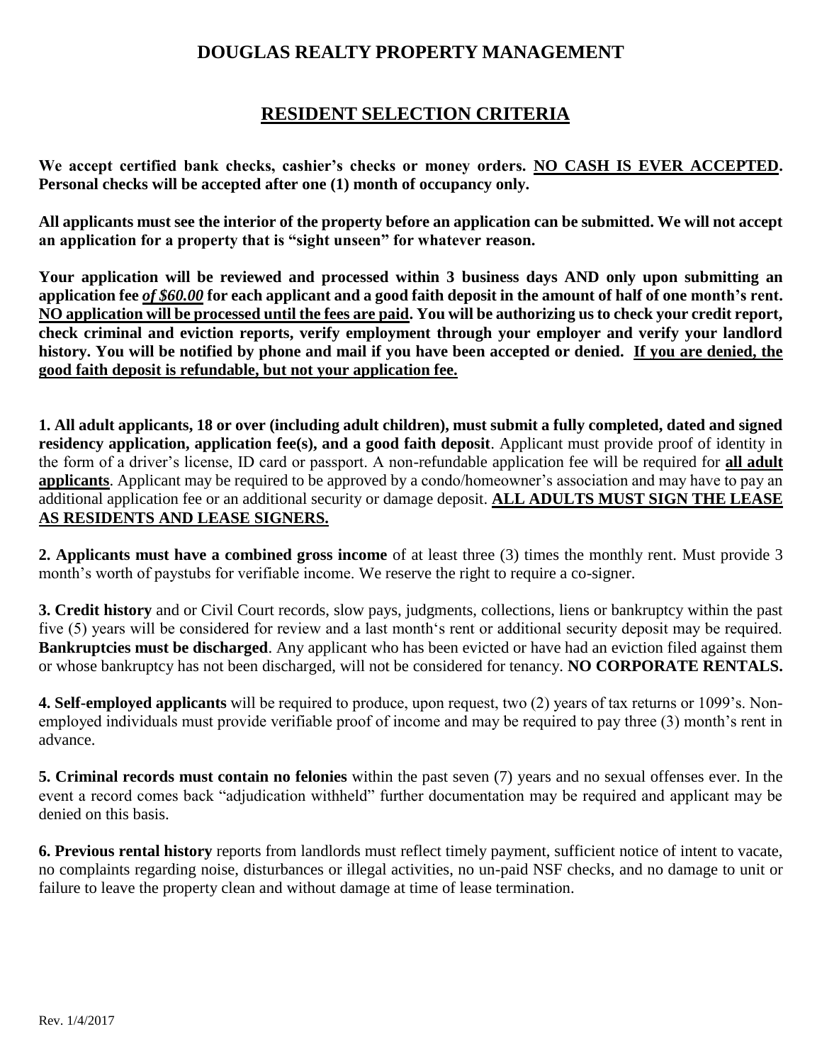# DOUGLAS REALTY PROPERTY MANAGEMENT

## RESIDENT SELECTION CRITERIA

**We accept certified bank checks, cashier's checks or money orders. NO CASH IS EVER ACCEPTED. Personal checks will be accepted after one (1) month of occupancy only.**

**All applicants must see the interior of the property before an application can be submitted. We will not accept an application for a property that is "sight unseen" for whatever reason.**

**Your application will be reviewed and processed within 3 business days AND only upon submitting an application fee *of $60.00* for each applicant and a good faith deposit in the amount of half of one month's rent. NO application will be processed until the fees are paid. You will be authorizing us to check your credit report, check criminal and eviction reports, verify employment through your employer and verify your landlord history. You will be notified by phone and mail if you have been accepted or denied. If you are denied, the good faith deposit is refundable, but not your application fee.**

**1. All adult applicants, 18 or over (including adult children), must submit a fully completed, dated and signed residency application, application fee(s), and a good faith deposit**. Applicant must provide proof of identity in the form of a driver's license, ID card or passport. A non-refundable application fee will be required for **all adult applicants**. Applicant may be required to be approved by a condo/homeowner's association and may have to pay an additional application fee or an additional security or damage deposit. **ALL ADULTS MUST SIGN THE LEASE AS RESIDENTS AND LEASE SIGNERS.**

**2. Applicants must have a combined gross income** of at least three (3) times the monthly rent. Must provide 3 month's worth of paystubs for verifiable income. We reserve the right to require a co-signer.

**3. Credit history** and or Civil Court records, slow pays, judgments, collections, liens or bankruptcy within the past five (5) years will be considered for review and a last month's rent or additional security deposit may be required. **Bankruptcies must be discharged**. Any applicant who has been evicted or have had an eviction filed against them or whose bankruptcy has not been discharged, will not be considered for tenancy. **NO CORPORATE RENTALS.**

**4. Self-employed applicants** will be required to produce, upon request, two (2) years of tax returns or 1099's. Non-employed individuals must provide verifiable proof of income and may be required to pay three (3) month's rent in advance.

**5. Criminal records must contain no felonies** within the past seven (7) years and no sexual offenses ever. In the event a record comes back "adjudication withheld" further documentation may be required and applicant may be denied on this basis.

**6. Previous rental history** reports from landlords must reflect timely payment, sufficient notice of intent to vacate, no complaints regarding noise, disturbances or illegal activities, no un-paid NSF checks, and no damage to unit or failure to leave the property clean and without damage at time of lease termination.

Rev. 1/4/2017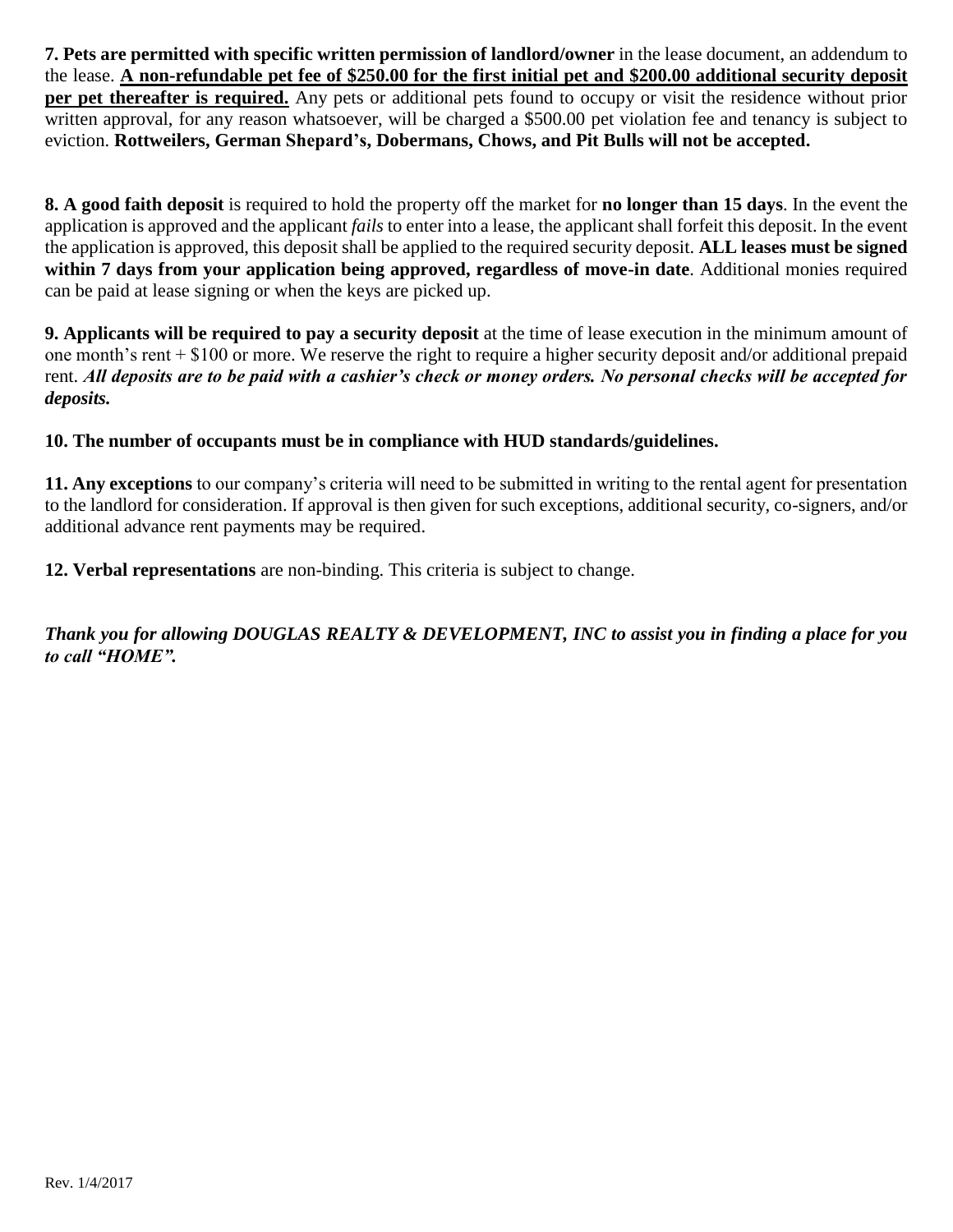**7. Pets are permitted with specific written permission of landlord/owner** in the lease document, an addendum to the lease. **A non-refundable pet fee of $250.00 for the first initial pet and $200.00 additional security deposit per pet thereafter is required.** Any pets or additional pets found to occupy or visit the residence without prior written approval, for any reason whatsoever, will be charged a $500.00 pet violation fee and tenancy is subject to eviction. **Rottweilers, German Shepard's, Dobermans, Chows, and Pit Bulls will not be accepted.**

**8. A good faith deposit** is required to hold the property off the market for **no longer than 15 days**. In the event the application is approved and the applicant *fails* to enter into a lease, the applicant shall forfeit this deposit. In the event the application is approved, this deposit shall be applied to the required security deposit. **ALL leases must be signed within 7 days from your application being approved, regardless of move-in date**. Additional monies required can be paid at lease signing or when the keys are picked up.

**9. Applicants will be required to pay a security deposit** at the time of lease execution in the minimum amount of one month's rent + $100 or more. We reserve the right to require a higher security deposit and/or additional prepaid rent. ***All deposits are to be paid with a cashier's check or money orders. No personal checks will be accepted for deposits.***

**10. The number of occupants must be in compliance with HUD standards/guidelines.**

**11. Any exceptions** to our company's criteria will need to be submitted in writing to the rental agent for presentation to the landlord for consideration. If approval is then given for such exceptions, additional security, co-signers, and/or additional advance rent payments may be required.

**12. Verbal representations** are non-binding. This criteria is subject to change.

***Thank you for allowing DOUGLAS REALTY & DEVELOPMENT, INC to assist you in finding a place for you to call "HOME".***

Rev. 1/4/2017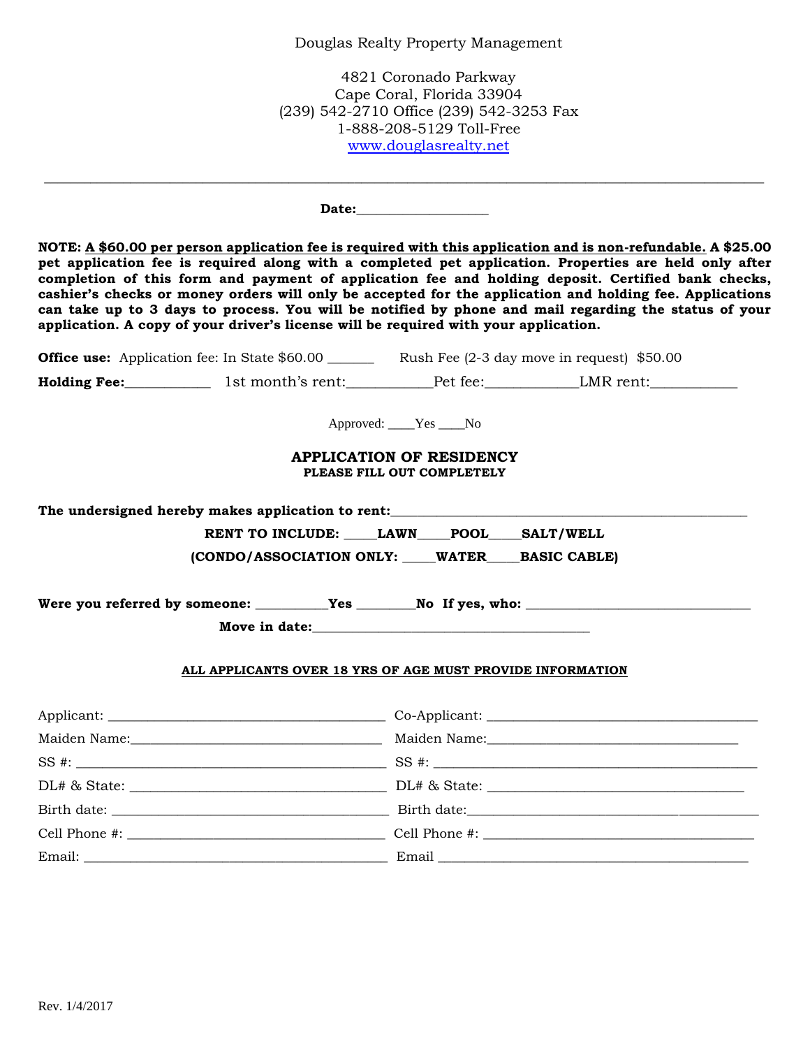Douglas Realty Property Management

4821 Coronado Parkway
Cape Coral, Florida 33904
(239) 542-2710 Office (239) 542-3253 Fax
1-888-208-5129 Toll-Free
www.douglasrealty.net

---

**Date:**___________________

**NOTE: A $60.00 per person application fee is required with this application and is non-refundable. A $25.00 pet application fee is required along with a completed pet application. Properties are held only after completion of this form and payment of application fee and holding deposit. Certified bank checks, cashier's checks or money orders will only be accepted for the application and holding fee. Applications can take up to 3 days to process. You will be notified by phone and mail regarding the status of your application. A copy of your driver's license will be required with your application.**

**Office use:** Application fee: In State $60.00 _______ Rush Fee (2-3 day move in request) $50.00

**Holding Fee:**____________ 1st month's rent:___________Pet fee:____________LMR rent:____________

Approved: ____Yes ____No

## APPLICATION OF RESIDENCY

**PLEASE FILL OUT COMPLETELY**

**The undersigned hereby makes application to rent:**_____________________________________________

**RENT TO INCLUDE: _____LAWN_____POOL_____SALT/WELL**

**(CONDO/ASSOCIATION ONLY: _____WATER_____BASIC CABLE)**

**Were you referred by someone:** __________**Yes** ________**No If yes, who:** ________________________________

**Move in date:**________________________________________

**ALL APPLICANTS OVER 18 YRS OF AGE MUST PROVIDE INFORMATION**

Applicant: ________________________________________ Co-Applicant: ________________________________________

Maiden Name:____________________________________ Maiden Name:____________________________________

SS #: ____________________________________________ SS #: ____________________________________________

DL# & State: ____________________________________ DL# & State: ____________________________________

Birth date: ______________________________________ Birth date:______________________________________

Cell Phone #: ____________________________________ Cell Phone #: ____________________________________

Email: __________________________________________ Email __________________________________________

Rev. 1/4/2017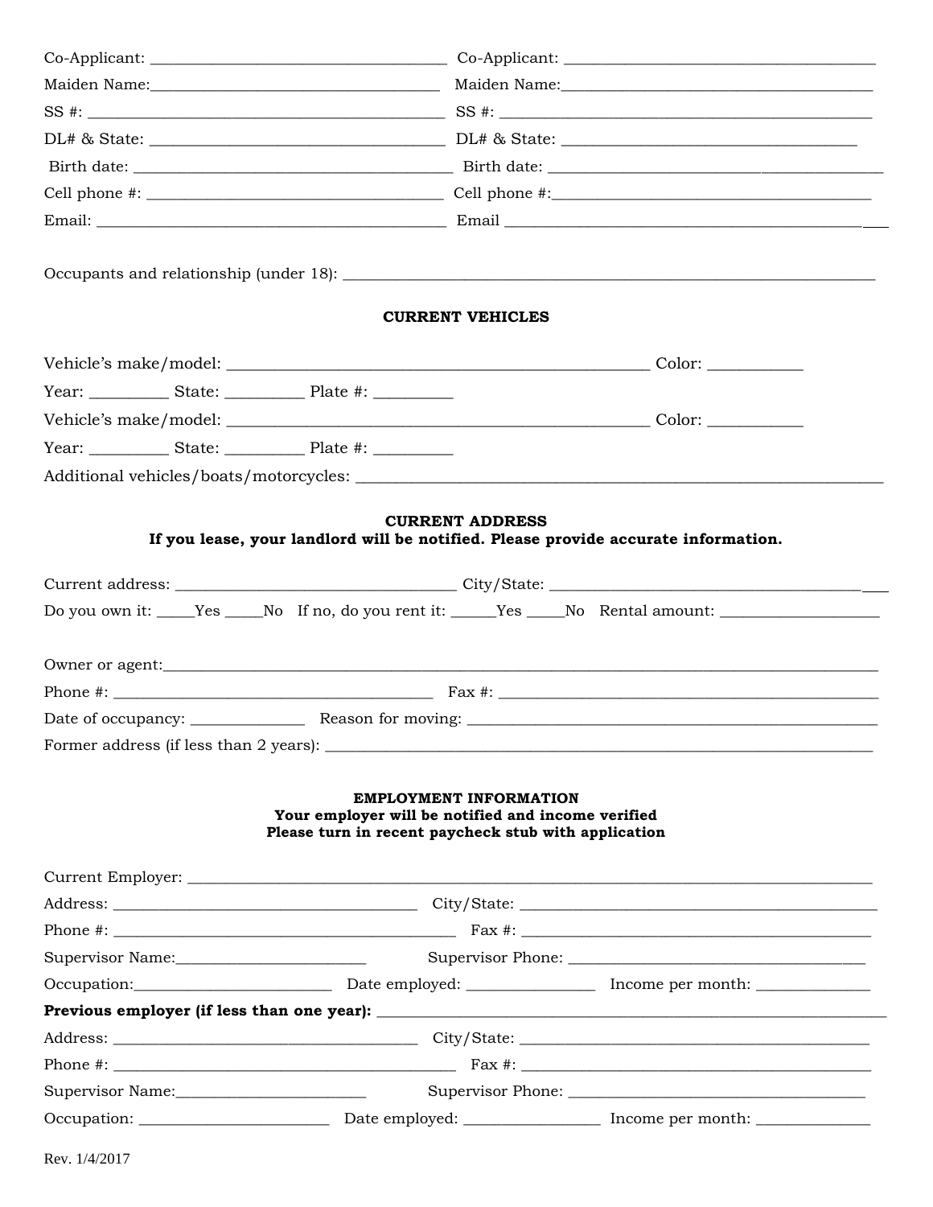Co-Applicant: ______________________________________ Co-Applicant: ________________________________________

Maiden Name:_____________________________________ Maiden Name:_________________________________________

SS #: ____________________________________________ SS #: ____________________________________________

DL# & State: ______________________________________ DL# & State: ______________________________________

Birth date: ________________________________________ Birth date: ________________________________________

Cell phone #: ______________________________________ Cell phone #:_______________________________________

Email: _____________________________________________ Email ______________________________________________

Occupants and relationship (under 18): ______________________________________________________________

**CURRENT VEHICLES**

Vehicle's make/model: ________________________________________________ Color: ___________

Year: _________ State: _________ Plate #: _________

Vehicle's make/model: ________________________________________________ Color: ___________

Year: _________ State: _________ Plate #: _________

Additional vehicles/boats/motorcycles: _________________________________________________________

**CURRENT ADDRESS**

**If you lease, your landlord will be notified. Please provide accurate information.**

Current address: ___________________________________ City/State: ________________________________________

Do you own it: _____Yes _____No If no, do you rent it: ______Yes _____No Rental amount: ____________________

Owner or agent:_________________________________________________________________________________________

Phone #: ________________________________________ Fax #: _____________________________________________

Date of occupancy: ______________ Reason for moving: ______________________________________________

Former address (if less than 2 years): __________________________________________________________________

**EMPLOYMENT INFORMATION**

**Your employer will be notified and income verified**

**Please turn in recent paycheck stub with application**

Current Employer: ________________________________________________________________________________

Address: ______________________________________ City/State: _____________________________________________

Phone #: ________________________________________ Fax #: _____________________________________________

Supervisor Name:________________________ Supervisor Phone: _____________________________________

Occupation:_________________________ Date employed: ________________ Income per month: ______________

**Previous employer (if less than one year):** __________________________________________________________

Address: ______________________________________ City/State: _____________________________________________

Phone #: ________________________________________ Fax #: _____________________________________________

Supervisor Name:________________________ Supervisor Phone: _____________________________________

Occupation: ________________________ Date employed: _________________ Income per month: ______________

Rev. 1/4/2017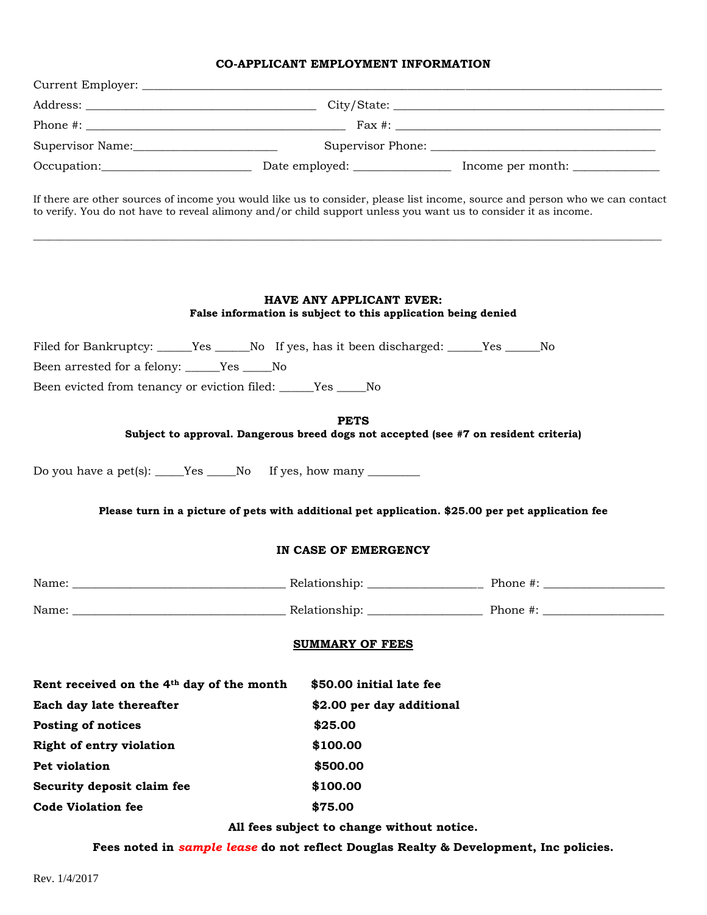## CO-APPLICANT EMPLOYMENT INFORMATION

Current Employer: ______________________________________________________________________________

Address: ______________________________________ City/State: ____________________________________________

Phone #: ____________________________________________ Fax #: ____________________________________________

Supervisor Name:________________________ Supervisor Phone: _____________________________________

Occupation:_________________________ Date employed: ________________ Income per month: ______________

If there are other sources of income you would like us to consider, please list income, source and person who we can contact to verify. You do not have to reveal alimony and/or child support unless you want us to consider it as income.

_______________________________________________________________________________________________________

## HAVE ANY APPLICANT EVER:

**False information is subject to this application being denied**

Filed for Bankruptcy: ______Yes ______No If yes, has it been discharged: ______Yes ______No

Been arrested for a felony: ______Yes _____No

Been evicted from tenancy or eviction filed: ______Yes _____No

## PETS

**Subject to approval. Dangerous breed dogs not accepted (see #7 on resident criteria)**

Do you have a pet(s): _____Yes _____No If yes, how many _________

**Please turn in a picture of pets with additional pet application. $25.00 per pet application fee**

## IN CASE OF EMERGENCY

Name: ___________________________________ Relationship: ___________________ Phone #: ____________________

Name: ___________________________________ Relationship: ___________________ Phone #: ____________________

## SUMMARY OF FEES

| | |
|---|---|
| **Rent received on the 4th day of the month** | **$50.00 initial late fee** |
| **Each day late thereafter** | **$2.00 per day additional** |
| **Posting of notices** | **$25.00** |
| **Right of entry violation** | **$100.00** |
| **Pet violation** | **$500.00** |
| **Security deposit claim fee** | **$100.00** |
| **Code Violation fee** | **$75.00** |

**All fees subject to change without notice.**

**Fees noted in *sample lease* do not reflect Douglas Realty & Development, Inc policies.**

Rev. 1/4/2017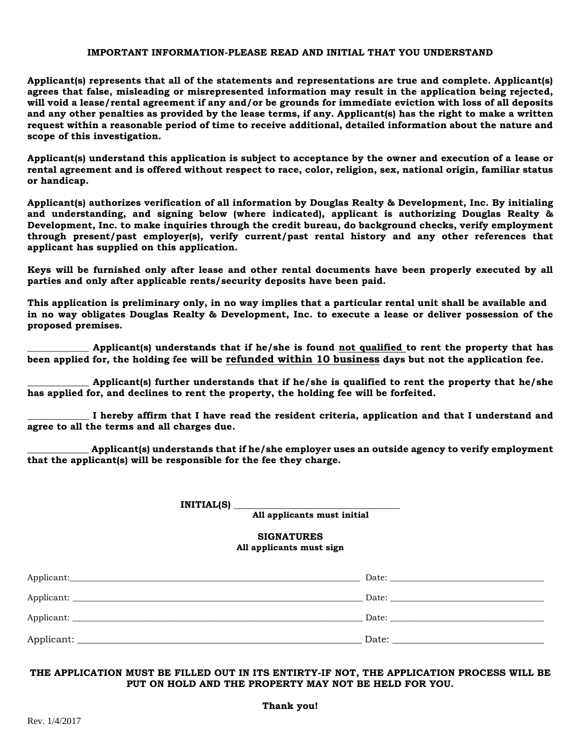**IMPORTANT INFORMATION-PLEASE READ AND INITIAL THAT YOU UNDERSTAND**

**Applicant(s) represents that all of the statements and representations are true and complete. Applicant(s) agrees that false, misleading or misrepresented information may result in the application being rejected, will void a lease/rental agreement if any and/or be grounds for immediate eviction with loss of all deposits and any other penalties as provided by the lease terms, if any. Applicant(s) has the right to make a written request within a reasonable period of time to receive additional, detailed information about the nature and scope of this investigation.**

**Applicant(s) understand this application is subject to acceptance by the owner and execution of a lease or rental agreement and is offered without respect to race, color, religion, sex, national origin, familiar status or handicap.**

**Applicant(s) authorizes verification of all information by Douglas Realty & Development, Inc. By initialing and understanding, and signing below (where indicated), applicant is authorizing Douglas Realty & Development, Inc. to make inquiries through the credit bureau, do background checks, verify employment through present/past employer(s), verify current/past rental history and any other references that applicant has supplied on this application.**

**Keys will be furnished only after lease and other rental documents have been properly executed by all parties and only after applicable rents/security deposits have been paid.**

**This application is preliminary only, in no way implies that a particular rental unit shall be available and in no way obligates Douglas Realty & Development, Inc. to execute a lease or deliver possession of the proposed premises.**

____________ **Applicant(s) understands that if he/she is found <u>not qualified</u> to rent the property that has been applied for, the holding fee will be <u>refunded within 10 business</u> days but not the application fee.**

____________ **Applicant(s) further understands that if he/she is qualified to rent the property that he/she has applied for, and declines to rent the property, the holding fee will be forfeited.**

____________ **I hereby affirm that I have read the resident criteria, application and that I understand and agree to all the terms and all charges due.**

____________ **Applicant(s) understands that if he/she employer uses an outside agency to verify employment that the applicant(s) will be responsible for the fee they charge.**

**INITIAL(S)** ________________________________
**All applicants must initial**

**SIGNATURES**
**All applicants must sign**

Applicant:______________________________________________ Date: ______________________

Applicant: ______________________________________________ Date: ______________________

Applicant: ______________________________________________ Date: ______________________

Applicant: ______________________________________________ Date: ______________________

**THE APPLICATION MUST BE FILLED OUT IN ITS ENTIRTY-IF NOT, THE APPLICATION PROCESS WILL BE PUT ON HOLD AND THE PROPERTY MAY NOT BE HELD FOR YOU.**

**Thank you!**

Rev. 1/4/2017